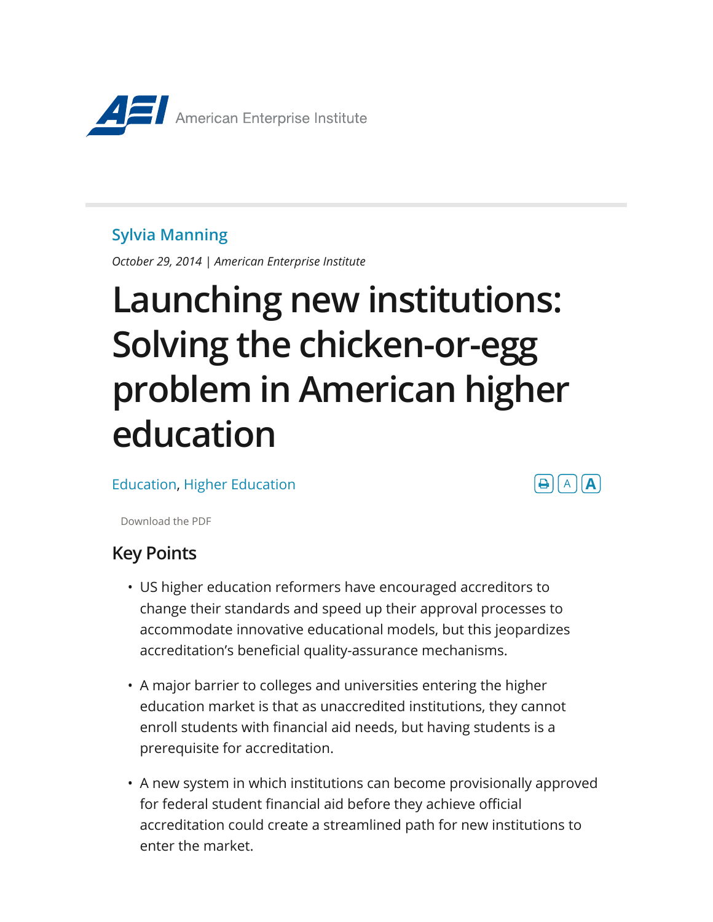American Enterprise Institute

Sylvia Manning

*October 29, 2014 | American Enterprise Institute*

# Launching new institutions: Solving the chicken-or-egg problem in American higher education

Education, Higher Education

Download the PDF

## Key Points

- US higher education reformers have encouraged accreditors to change their standards and speed up their approval processes to accommodate innovative educational models, but this jeopardizes accreditation's beneficial quality-assurance mechanisms.
- A major barrier to colleges and universities entering the higher education market is that as unaccredited institutions, they cannot enroll students with financial aid needs, but having students is a prerequisite for accreditation.
- A new system in which institutions can become provisionally approved for federal student financial aid before they achieve official accreditation could create a streamlined path for new institutions to enter the market.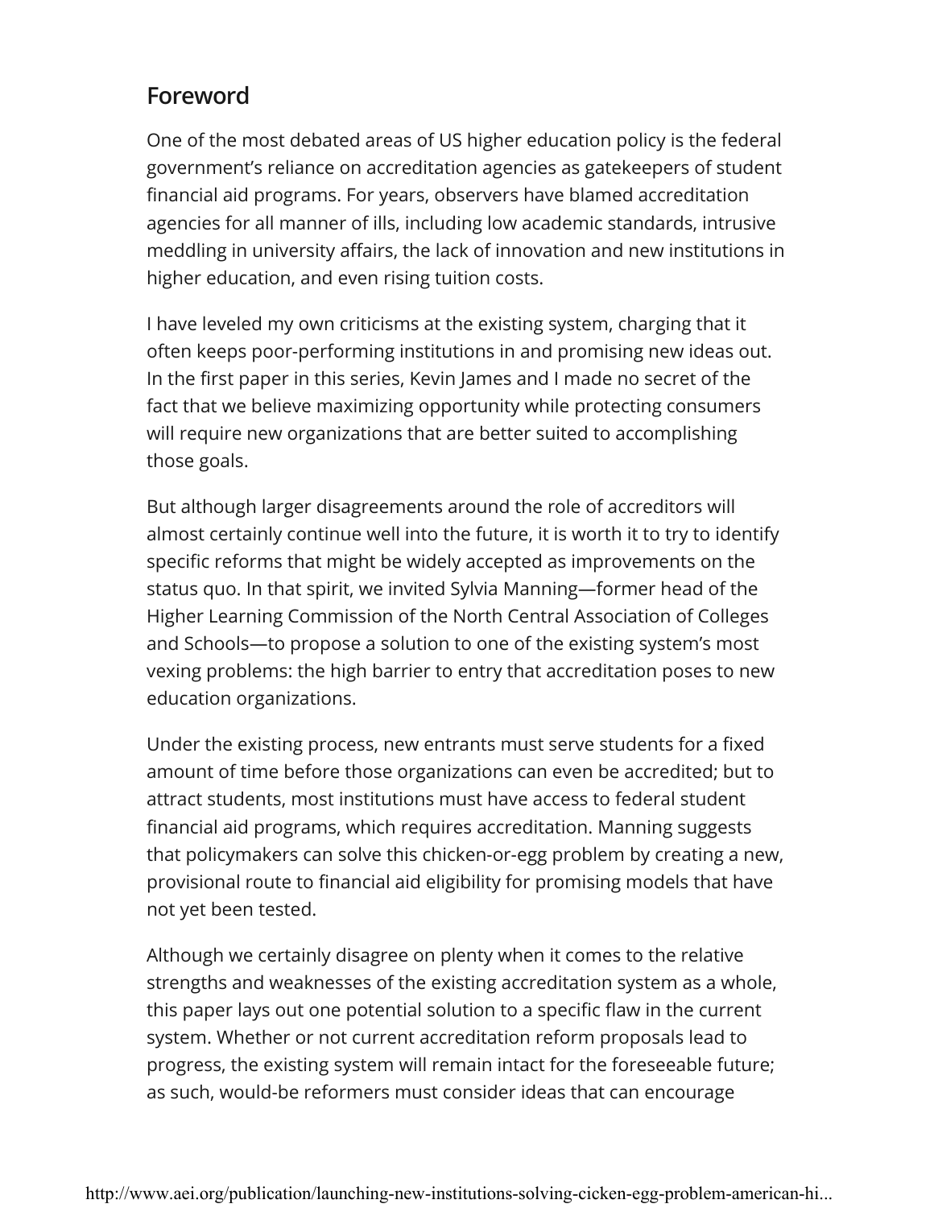## Foreword

One of the most debated areas of US higher education policy is the federal government's reliance on accreditation agencies as gatekeepers of student financial aid programs. For years, observers have blamed accreditation agencies for all manner of ills, including low academic standards, intrusive meddling in university affairs, the lack of innovation and new institutions in higher education, and even rising tuition costs.

I have leveled my own criticisms at the existing system, charging that it often keeps poor-performing institutions in and promising new ideas out. In the first paper in this series, Kevin James and I made no secret of the fact that we believe maximizing opportunity while protecting consumers will require new organizations that are better suited to accomplishing those goals.

But although larger disagreements around the role of accreditors will almost certainly continue well into the future, it is worth it to try to identify specific reforms that might be widely accepted as improvements on the status quo. In that spirit, we invited Sylvia Manning—former head of the Higher Learning Commission of the North Central Association of Colleges and Schools—to propose a solution to one of the existing system's most vexing problems: the high barrier to entry that accreditation poses to new education organizations.

Under the existing process, new entrants must serve students for a fixed amount of time before those organizations can even be accredited; but to attract students, most institutions must have access to federal student financial aid programs, which requires accreditation. Manning suggests that policymakers can solve this chicken-or-egg problem by creating a new, provisional route to financial aid eligibility for promising models that have not yet been tested.

Although we certainly disagree on plenty when it comes to the relative strengths and weaknesses of the existing accreditation system as a whole, this paper lays out one potential solution to a specific flaw in the current system. Whether or not current accreditation reform proposals lead to progress, the existing system will remain intact for the foreseeable future; as such, would-be reformers must consider ideas that can encourage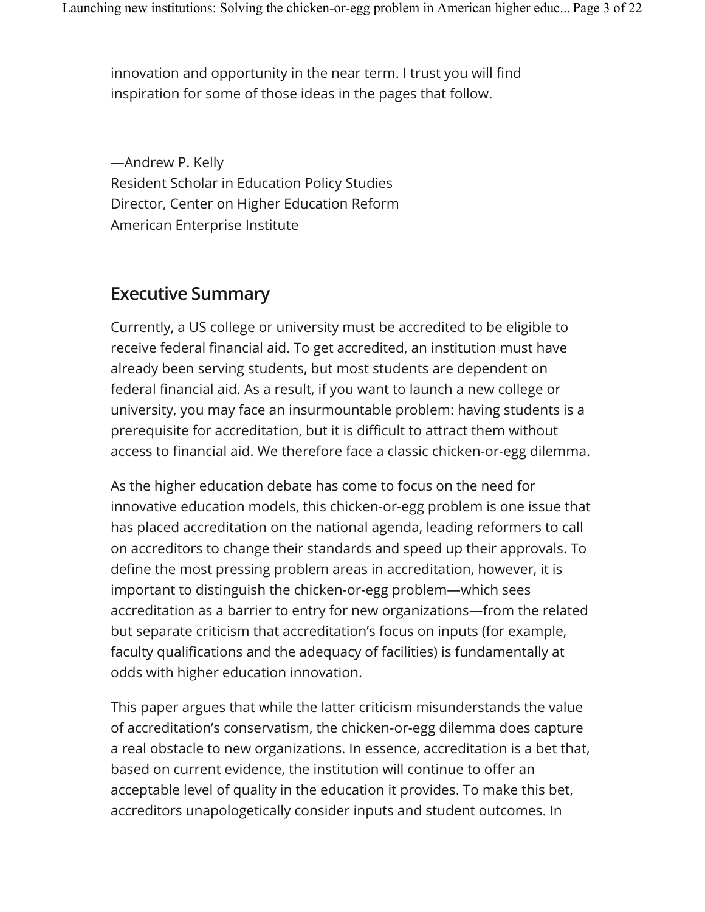innovation and opportunity in the near term. I trust you will find inspiration for some of those ideas in the pages that follow.

—Andrew P. Kelly
Resident Scholar in Education Policy Studies
Director, Center on Higher Education Reform
American Enterprise Institute

## Executive Summary

Currently, a US college or university must be accredited to be eligible to receive federal financial aid. To get accredited, an institution must have already been serving students, but most students are dependent on federal financial aid. As a result, if you want to launch a new college or university, you may face an insurmountable problem: having students is a prerequisite for accreditation, but it is difficult to attract them without access to financial aid. We therefore face a classic chicken-or-egg dilemma.

As the higher education debate has come to focus on the need for innovative education models, this chicken-or-egg problem is one issue that has placed accreditation on the national agenda, leading reformers to call on accreditors to change their standards and speed up their approvals. To define the most pressing problem areas in accreditation, however, it is important to distinguish the chicken-or-egg problem—which sees accreditation as a barrier to entry for new organizations—from the related but separate criticism that accreditation's focus on inputs (for example, faculty qualifications and the adequacy of facilities) is fundamentally at odds with higher education innovation.

This paper argues that while the latter criticism misunderstands the value of accreditation's conservatism, the chicken-or-egg dilemma does capture a real obstacle to new organizations. In essence, accreditation is a bet that, based on current evidence, the institution will continue to offer an acceptable level of quality in the education it provides. To make this bet, accreditors unapologetically consider inputs and student outcomes. In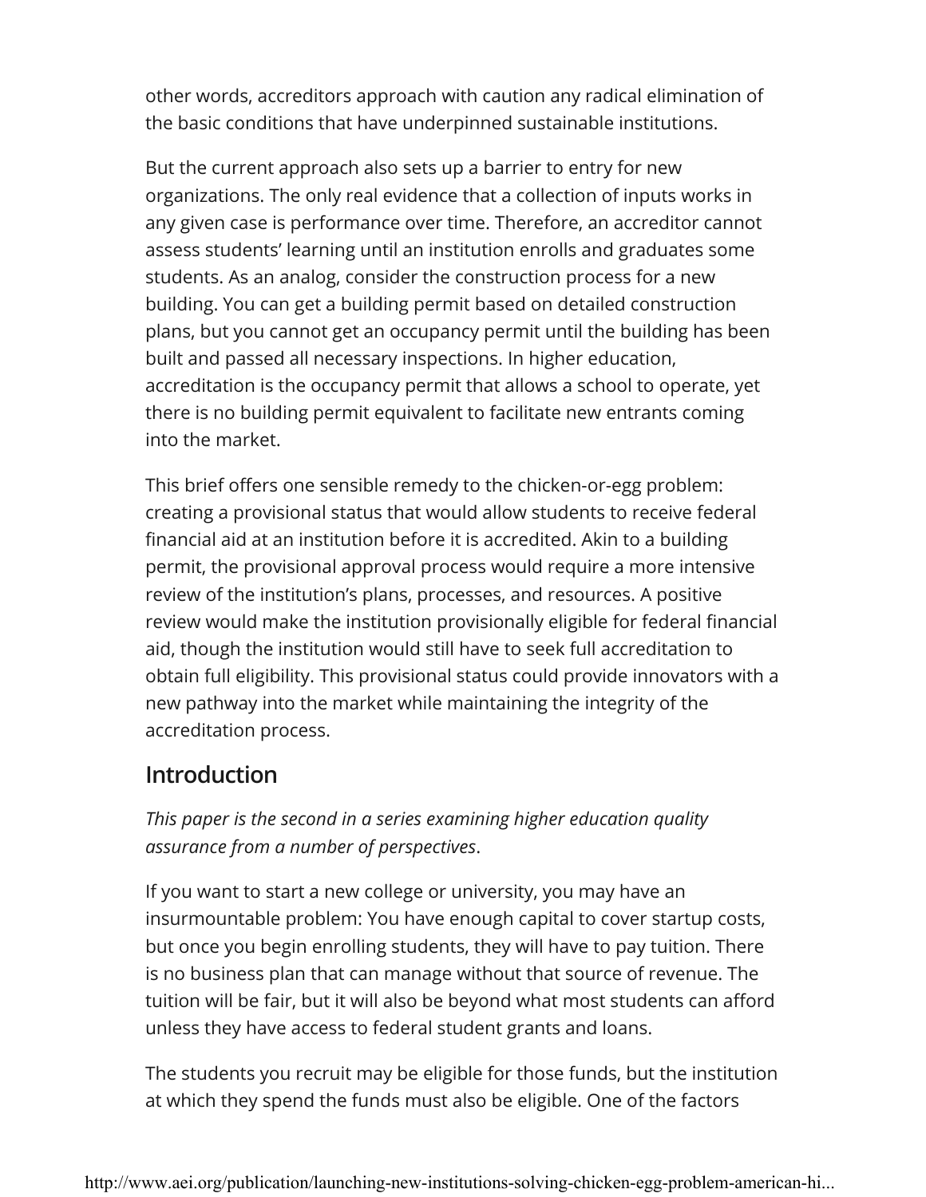other words, accreditors approach with caution any radical elimination of the basic conditions that have underpinned sustainable institutions.

But the current approach also sets up a barrier to entry for new organizations. The only real evidence that a collection of inputs works in any given case is performance over time. Therefore, an accreditor cannot assess students' learning until an institution enrolls and graduates some students. As an analog, consider the construction process for a new building. You can get a building permit based on detailed construction plans, but you cannot get an occupancy permit until the building has been built and passed all necessary inspections. In higher education, accreditation is the occupancy permit that allows a school to operate, yet there is no building permit equivalent to facilitate new entrants coming into the market.

This brief offers one sensible remedy to the chicken-or-egg problem: creating a provisional status that would allow students to receive federal financial aid at an institution before it is accredited. Akin to a building permit, the provisional approval process would require a more intensive review of the institution's plans, processes, and resources. A positive review would make the institution provisionally eligible for federal financial aid, though the institution would still have to seek full accreditation to obtain full eligibility. This provisional status could provide innovators with a new pathway into the market while maintaining the integrity of the accreditation process.

## Introduction

*This paper is the second in a series examining higher education quality assurance from a number of perspectives*.

If you want to start a new college or university, you may have an insurmountable problem: You have enough capital to cover startup costs, but once you begin enrolling students, they will have to pay tuition. There is no business plan that can manage without that source of revenue. The tuition will be fair, but it will also be beyond what most students can afford unless they have access to federal student grants and loans.

The students you recruit may be eligible for those funds, but the institution at which they spend the funds must also be eligible. One of the factors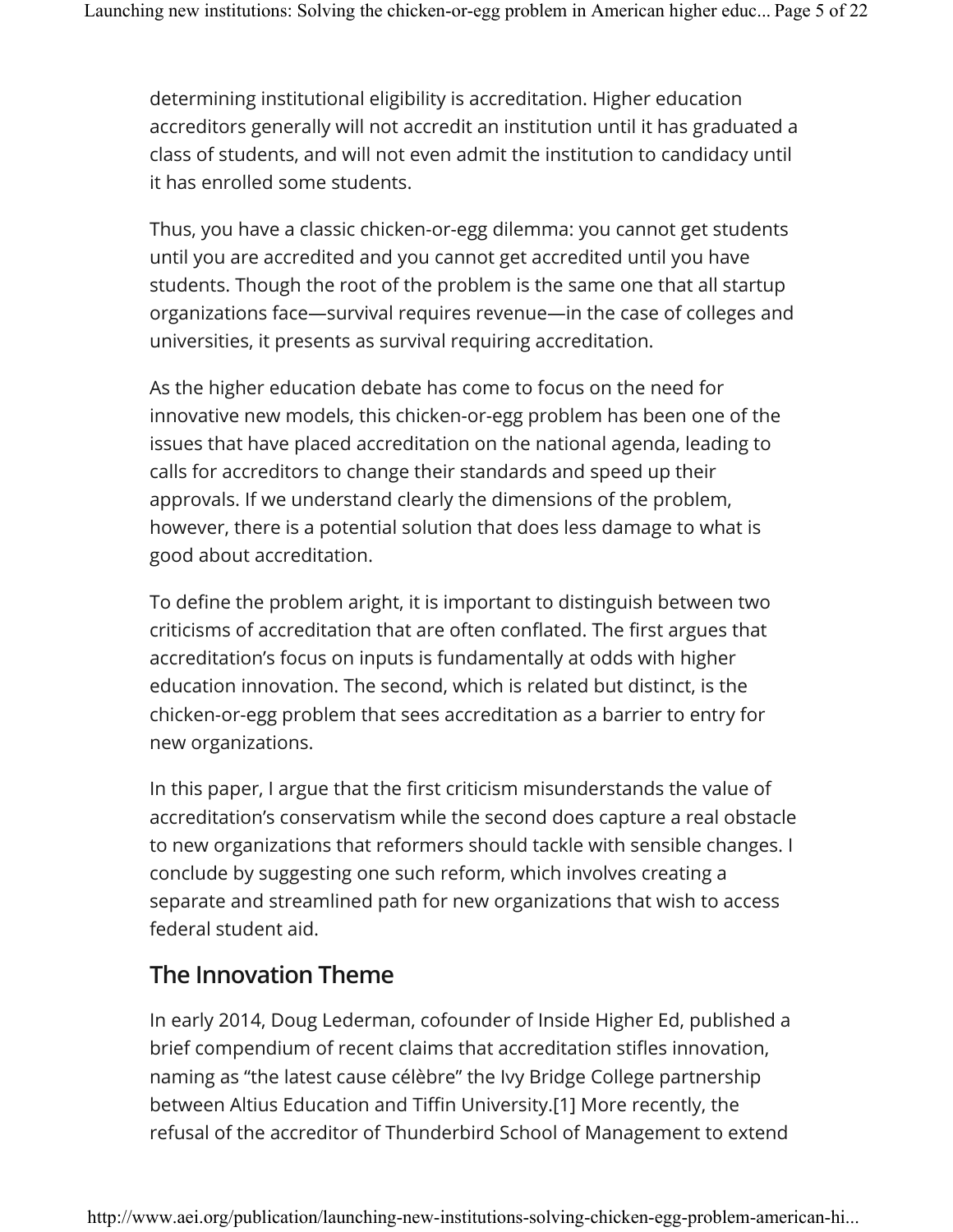determining institutional eligibility is accreditation. Higher education accreditors generally will not accredit an institution until it has graduated a class of students, and will not even admit the institution to candidacy until it has enrolled some students.

Thus, you have a classic chicken-or-egg dilemma: you cannot get students until you are accredited and you cannot get accredited until you have students. Though the root of the problem is the same one that all startup organizations face—survival requires revenue—in the case of colleges and universities, it presents as survival requiring accreditation.

As the higher education debate has come to focus on the need for innovative new models, this chicken-or-egg problem has been one of the issues that have placed accreditation on the national agenda, leading to calls for accreditors to change their standards and speed up their approvals. If we understand clearly the dimensions of the problem, however, there is a potential solution that does less damage to what is good about accreditation.

To define the problem aright, it is important to distinguish between two criticisms of accreditation that are often conflated. The first argues that accreditation's focus on inputs is fundamentally at odds with higher education innovation. The second, which is related but distinct, is the chicken-or-egg problem that sees accreditation as a barrier to entry for new organizations.

In this paper, I argue that the first criticism misunderstands the value of accreditation's conservatism while the second does capture a real obstacle to new organizations that reformers should tackle with sensible changes. I conclude by suggesting one such reform, which involves creating a separate and streamlined path for new organizations that wish to access federal student aid.

## The Innovation Theme

In early 2014, Doug Lederman, cofounder of Inside Higher Ed, published a brief compendium of recent claims that accreditation stifles innovation, naming as "the latest cause célèbre" the Ivy Bridge College partnership between Altius Education and Tiffin University.[1] More recently, the refusal of the accreditor of Thunderbird School of Management to extend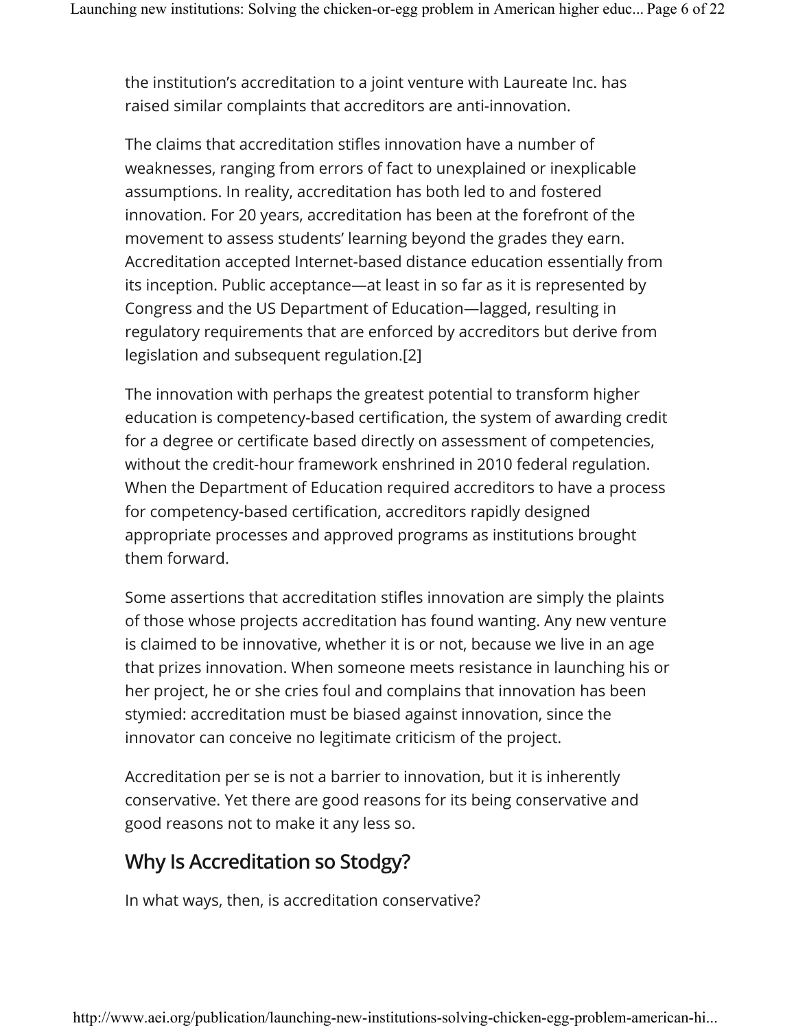the institution's accreditation to a joint venture with Laureate Inc. has raised similar complaints that accreditors are anti-innovation.

The claims that accreditation stifles innovation have a number of weaknesses, ranging from errors of fact to unexplained or inexplicable assumptions. In reality, accreditation has both led to and fostered innovation. For 20 years, accreditation has been at the forefront of the movement to assess students' learning beyond the grades they earn. Accreditation accepted Internet-based distance education essentially from its inception. Public acceptance—at least in so far as it is represented by Congress and the US Department of Education—lagged, resulting in regulatory requirements that are enforced by accreditors but derive from legislation and subsequent regulation.[2]

The innovation with perhaps the greatest potential to transform higher education is competency-based certification, the system of awarding credit for a degree or certificate based directly on assessment of competencies, without the credit-hour framework enshrined in 2010 federal regulation. When the Department of Education required accreditors to have a process for competency-based certification, accreditors rapidly designed appropriate processes and approved programs as institutions brought them forward.

Some assertions that accreditation stifles innovation are simply the plaints of those whose projects accreditation has found wanting. Any new venture is claimed to be innovative, whether it is or not, because we live in an age that prizes innovation. When someone meets resistance in launching his or her project, he or she cries foul and complains that innovation has been stymied: accreditation must be biased against innovation, since the innovator can conceive no legitimate criticism of the project.

Accreditation per se is not a barrier to innovation, but it is inherently conservative. Yet there are good reasons for its being conservative and good reasons not to make it any less so.

## Why Is Accreditation so Stodgy?

In what ways, then, is accreditation conservative?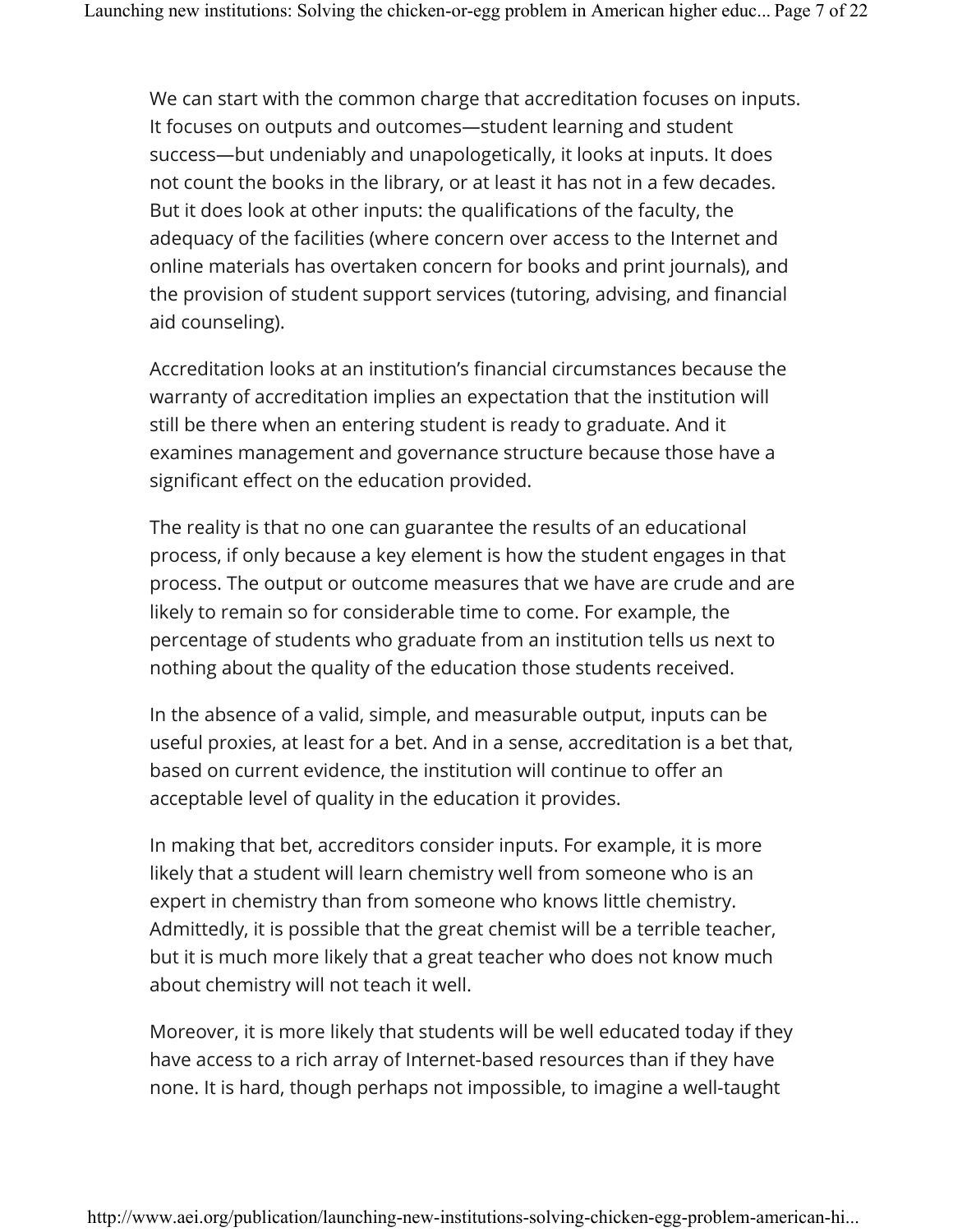We can start with the common charge that accreditation focuses on inputs. It focuses on outputs and outcomes—student learning and student success—but undeniably and unapologetically, it looks at inputs. It does not count the books in the library, or at least it has not in a few decades. But it does look at other inputs: the qualifications of the faculty, the adequacy of the facilities (where concern over access to the Internet and online materials has overtaken concern for books and print journals), and the provision of student support services (tutoring, advising, and financial aid counseling).

Accreditation looks at an institution's financial circumstances because the warranty of accreditation implies an expectation that the institution will still be there when an entering student is ready to graduate. And it examines management and governance structure because those have a significant effect on the education provided.

The reality is that no one can guarantee the results of an educational process, if only because a key element is how the student engages in that process. The output or outcome measures that we have are crude and are likely to remain so for considerable time to come. For example, the percentage of students who graduate from an institution tells us next to nothing about the quality of the education those students received.

In the absence of a valid, simple, and measurable output, inputs can be useful proxies, at least for a bet. And in a sense, accreditation is a bet that, based on current evidence, the institution will continue to offer an acceptable level of quality in the education it provides.

In making that bet, accreditors consider inputs. For example, it is more likely that a student will learn chemistry well from someone who is an expert in chemistry than from someone who knows little chemistry. Admittedly, it is possible that the great chemist will be a terrible teacher, but it is much more likely that a great teacher who does not know much about chemistry will not teach it well.

Moreover, it is more likely that students will be well educated today if they have access to a rich array of Internet-based resources than if they have none. It is hard, though perhaps not impossible, to imagine a well-taught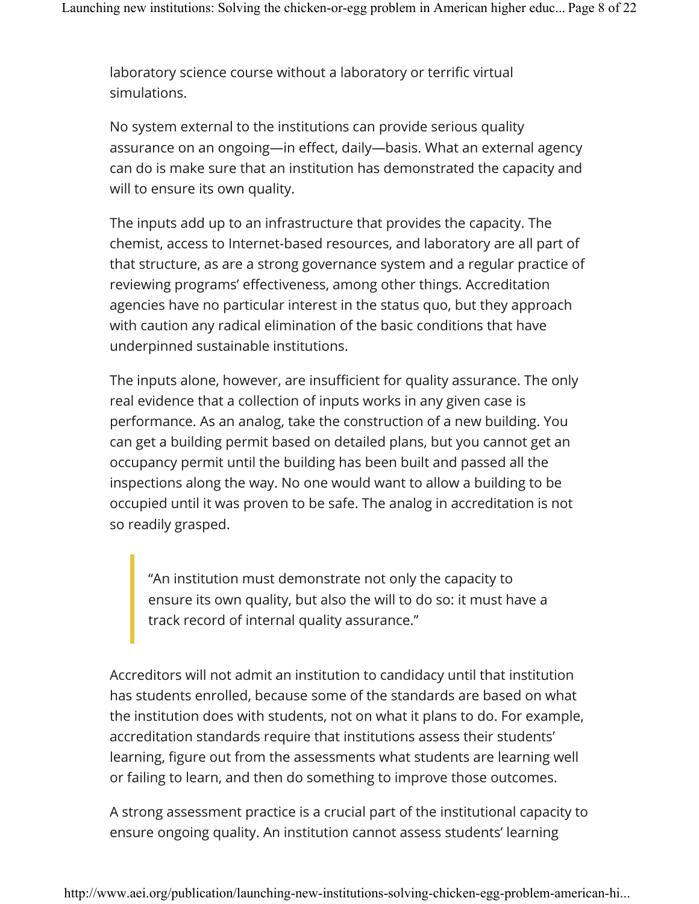laboratory science course without a laboratory or terrific virtual simulations.

No system external to the institutions can provide serious quality assurance on an ongoing—in effect, daily—basis. What an external agency can do is make sure that an institution has demonstrated the capacity and will to ensure its own quality.

The inputs add up to an infrastructure that provides the capacity. The chemist, access to Internet-based resources, and laboratory are all part of that structure, as are a strong governance system and a regular practice of reviewing programs' effectiveness, among other things. Accreditation agencies have no particular interest in the status quo, but they approach with caution any radical elimination of the basic conditions that have underpinned sustainable institutions.

The inputs alone, however, are insufficient for quality assurance. The only real evidence that a collection of inputs works in any given case is performance. As an analog, take the construction of a new building. You can get a building permit based on detailed plans, but you cannot get an occupancy permit until the building has been built and passed all the inspections along the way. No one would want to allow a building to be occupied until it was proven to be safe. The analog in accreditation is not so readily grasped.

> "An institution must demonstrate not only the capacity to ensure its own quality, but also the will to do so: it must have a track record of internal quality assurance."

Accreditors will not admit an institution to candidacy until that institution has students enrolled, because some of the standards are based on what the institution does with students, not on what it plans to do. For example, accreditation standards require that institutions assess their students' learning, figure out from the assessments what students are learning well or failing to learn, and then do something to improve those outcomes.

A strong assessment practice is a crucial part of the institutional capacity to ensure ongoing quality. An institution cannot assess students' learning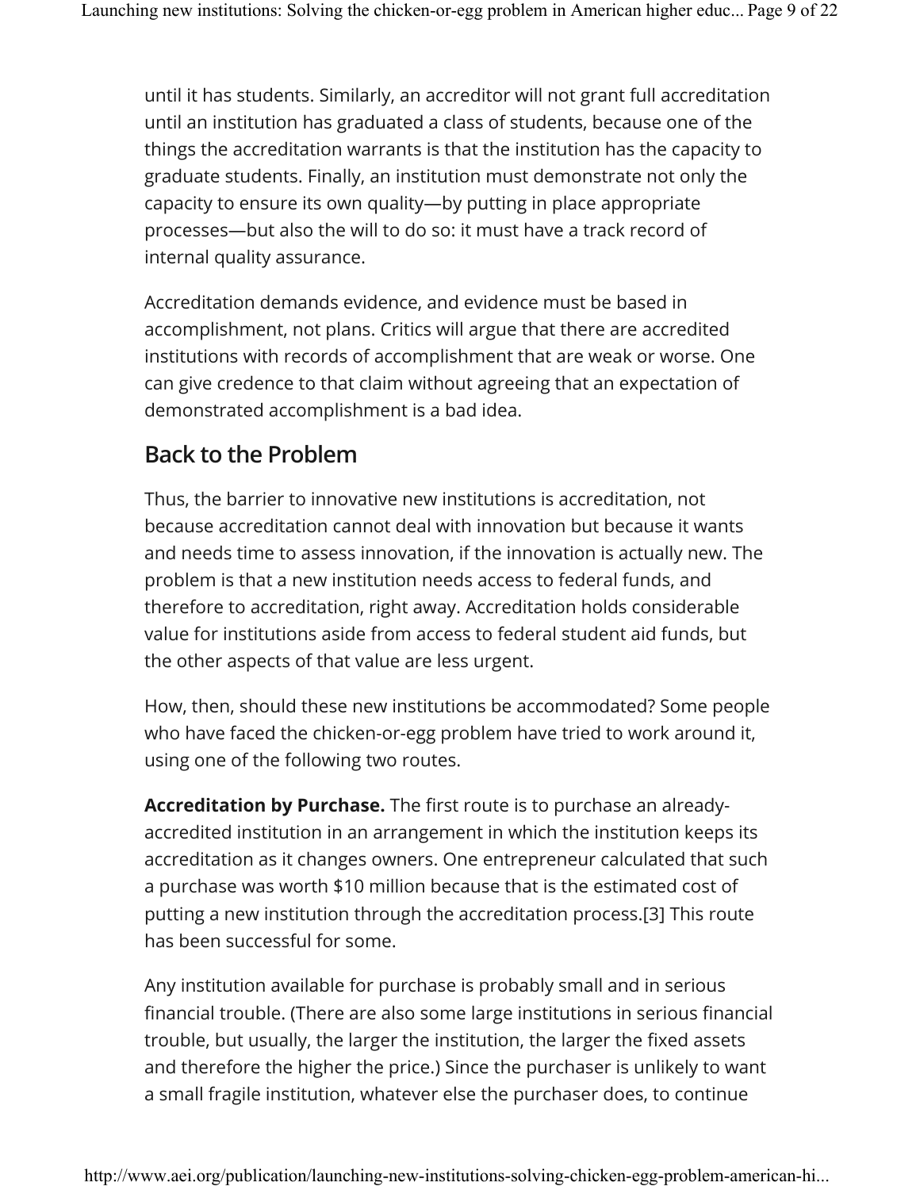until it has students. Similarly, an accreditor will not grant full accreditation until an institution has graduated a class of students, because one of the things the accreditation warrants is that the institution has the capacity to graduate students. Finally, an institution must demonstrate not only the capacity to ensure its own quality—by putting in place appropriate processes—but also the will to do so: it must have a track record of internal quality assurance.

Accreditation demands evidence, and evidence must be based in accomplishment, not plans. Critics will argue that there are accredited institutions with records of accomplishment that are weak or worse. One can give credence to that claim without agreeing that an expectation of demonstrated accomplishment is a bad idea.

## Back to the Problem

Thus, the barrier to innovative new institutions is accreditation, not because accreditation cannot deal with innovation but because it wants and needs time to assess innovation, if the innovation is actually new. The problem is that a new institution needs access to federal funds, and therefore to accreditation, right away. Accreditation holds considerable value for institutions aside from access to federal student aid funds, but the other aspects of that value are less urgent.

How, then, should these new institutions be accommodated? Some people who have faced the chicken-or-egg problem have tried to work around it, using one of the following two routes.

**Accreditation by Purchase.** The first route is to purchase an already-accredited institution in an arrangement in which the institution keeps its accreditation as it changes owners. One entrepreneur calculated that such a purchase was worth $10 million because that is the estimated cost of putting a new institution through the accreditation process.[3] This route has been successful for some.

Any institution available for purchase is probably small and in serious financial trouble. (There are also some large institutions in serious financial trouble, but usually, the larger the institution, the larger the fixed assets and therefore the higher the price.) Since the purchaser is unlikely to want a small fragile institution, whatever else the purchaser does, to continue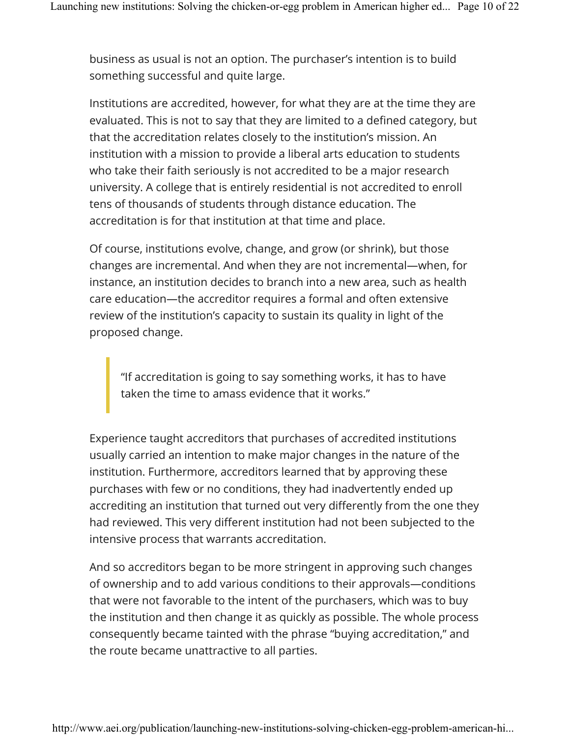business as usual is not an option. The purchaser's intention is to build something successful and quite large.

Institutions are accredited, however, for what they are at the time they are evaluated. This is not to say that they are limited to a defined category, but that the accreditation relates closely to the institution's mission. An institution with a mission to provide a liberal arts education to students who take their faith seriously is not accredited to be a major research university. A college that is entirely residential is not accredited to enroll tens of thousands of students through distance education. The accreditation is for that institution at that time and place.

Of course, institutions evolve, change, and grow (or shrink), but those changes are incremental. And when they are not incremental—when, for instance, an institution decides to branch into a new area, such as health care education—the accreditor requires a formal and often extensive review of the institution's capacity to sustain its quality in light of the proposed change.

> "If accreditation is going to say something works, it has to have taken the time to amass evidence that it works."

Experience taught accreditors that purchases of accredited institutions usually carried an intention to make major changes in the nature of the institution. Furthermore, accreditors learned that by approving these purchases with few or no conditions, they had inadvertently ended up accrediting an institution that turned out very differently from the one they had reviewed. This very different institution had not been subjected to the intensive process that warrants accreditation.

And so accreditors began to be more stringent in approving such changes of ownership and to add various conditions to their approvals—conditions that were not favorable to the intent of the purchasers, which was to buy the institution and then change it as quickly as possible. The whole process consequently became tainted with the phrase "buying accreditation," and the route became unattractive to all parties.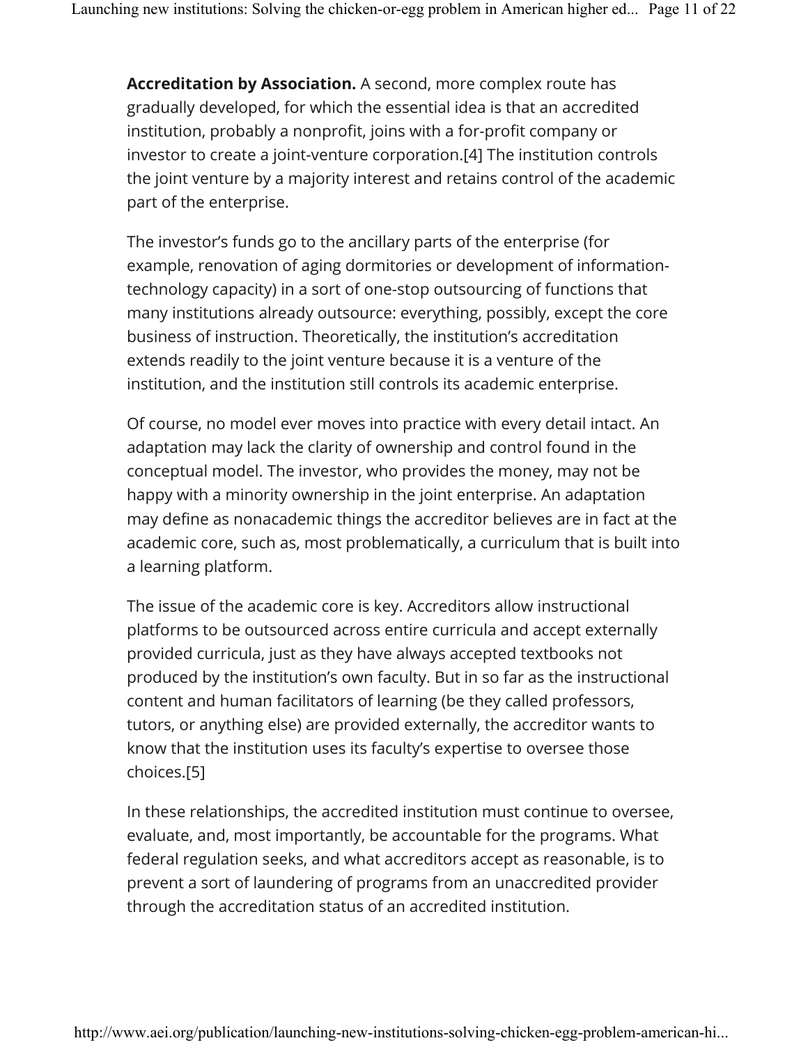**Accreditation by Association.** A second, more complex route has gradually developed, for which the essential idea is that an accredited institution, probably a nonprofit, joins with a for-profit company or investor to create a joint-venture corporation.[4] The institution controls the joint venture by a majority interest and retains control of the academic part of the enterprise.

The investor's funds go to the ancillary parts of the enterprise (for example, renovation of aging dormitories or development of information-technology capacity) in a sort of one-stop outsourcing of functions that many institutions already outsource: everything, possibly, except the core business of instruction. Theoretically, the institution's accreditation extends readily to the joint venture because it is a venture of the institution, and the institution still controls its academic enterprise.

Of course, no model ever moves into practice with every detail intact. An adaptation may lack the clarity of ownership and control found in the conceptual model. The investor, who provides the money, may not be happy with a minority ownership in the joint enterprise. An adaptation may define as nonacademic things the accreditor believes are in fact at the academic core, such as, most problematically, a curriculum that is built into a learning platform.

The issue of the academic core is key. Accreditors allow instructional platforms to be outsourced across entire curricula and accept externally provided curricula, just as they have always accepted textbooks not produced by the institution's own faculty. But in so far as the instructional content and human facilitators of learning (be they called professors, tutors, or anything else) are provided externally, the accreditor wants to know that the institution uses its faculty's expertise to oversee those choices.[5]

In these relationships, the accredited institution must continue to oversee, evaluate, and, most importantly, be accountable for the programs. What federal regulation seeks, and what accreditors accept as reasonable, is to prevent a sort of laundering of programs from an unaccredited provider through the accreditation status of an accredited institution.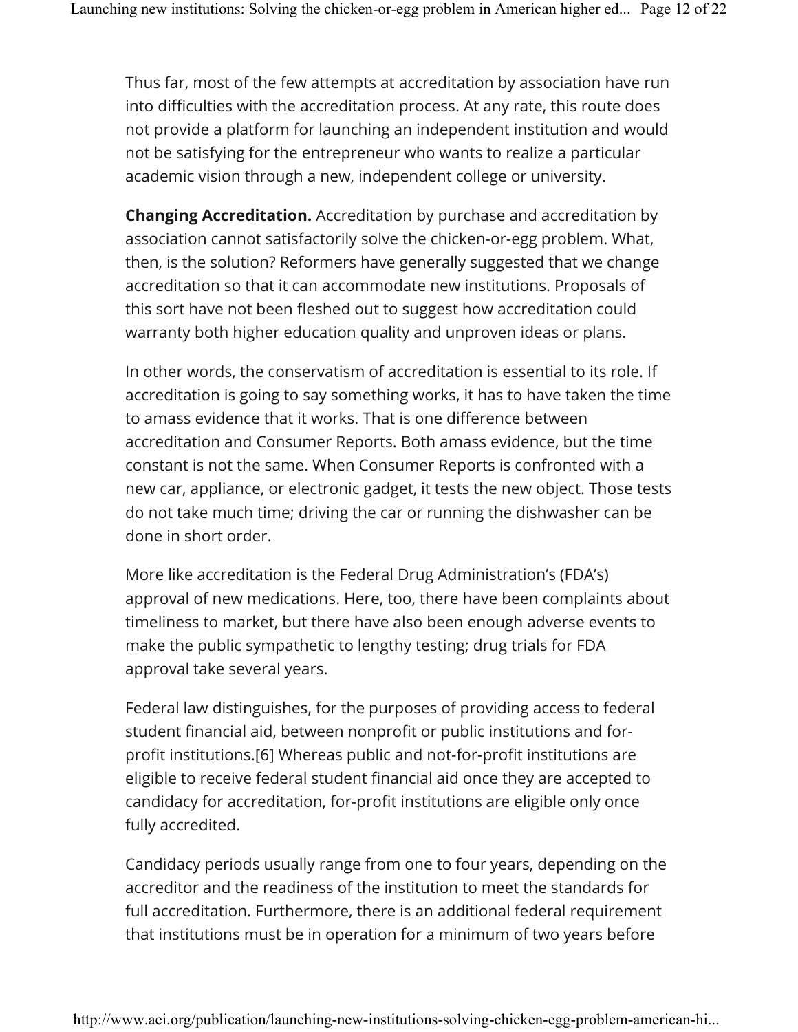Thus far, most of the few attempts at accreditation by association have run into difficulties with the accreditation process. At any rate, this route does not provide a platform for launching an independent institution and would not be satisfying for the entrepreneur who wants to realize a particular academic vision through a new, independent college or university.

**Changing Accreditation.** Accreditation by purchase and accreditation by association cannot satisfactorily solve the chicken-or-egg problem. What, then, is the solution? Reformers have generally suggested that we change accreditation so that it can accommodate new institutions. Proposals of this sort have not been fleshed out to suggest how accreditation could warranty both higher education quality and unproven ideas or plans.

In other words, the conservatism of accreditation is essential to its role. If accreditation is going to say something works, it has to have taken the time to amass evidence that it works. That is one difference between accreditation and Consumer Reports. Both amass evidence, but the time constant is not the same. When Consumer Reports is confronted with a new car, appliance, or electronic gadget, it tests the new object. Those tests do not take much time; driving the car or running the dishwasher can be done in short order.

More like accreditation is the Federal Drug Administration's (FDA's) approval of new medications. Here, too, there have been complaints about timeliness to market, but there have also been enough adverse events to make the public sympathetic to lengthy testing; drug trials for FDA approval take several years.

Federal law distinguishes, for the purposes of providing access to federal student financial aid, between nonprofit or public institutions and for-profit institutions.[6] Whereas public and not-for-profit institutions are eligible to receive federal student financial aid once they are accepted to candidacy for accreditation, for-profit institutions are eligible only once fully accredited.

Candidacy periods usually range from one to four years, depending on the accreditor and the readiness of the institution to meet the standards for full accreditation. Furthermore, there is an additional federal requirement that institutions must be in operation for a minimum of two years before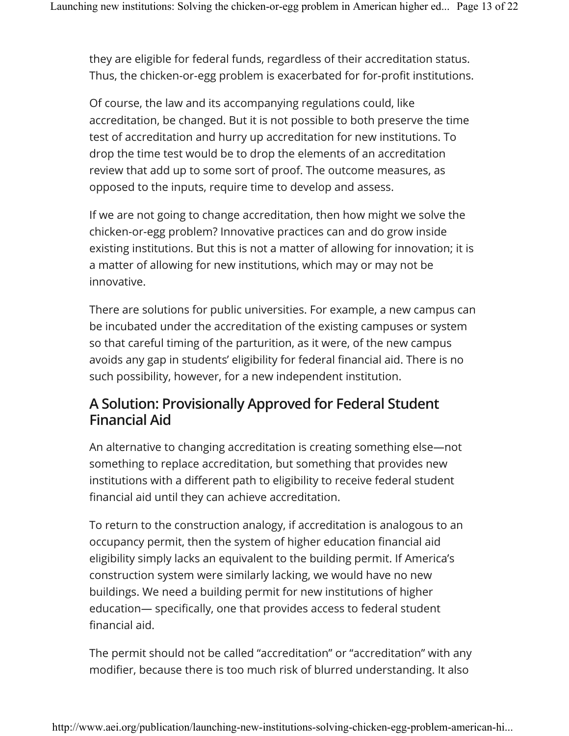they are eligible for federal funds, regardless of their accreditation status. Thus, the chicken-or-egg problem is exacerbated for for-profit institutions.

Of course, the law and its accompanying regulations could, like accreditation, be changed. But it is not possible to both preserve the time test of accreditation and hurry up accreditation for new institutions. To drop the time test would be to drop the elements of an accreditation review that add up to some sort of proof. The outcome measures, as opposed to the inputs, require time to develop and assess.

If we are not going to change accreditation, then how might we solve the chicken-or-egg problem? Innovative practices can and do grow inside existing institutions. But this is not a matter of allowing for innovation; it is a matter of allowing for new institutions, which may or may not be innovative.

There are solutions for public universities. For example, a new campus can be incubated under the accreditation of the existing campuses or system so that careful timing of the parturition, as it were, of the new campus avoids any gap in students' eligibility for federal financial aid. There is no such possibility, however, for a new independent institution.

## A Solution: Provisionally Approved for Federal Student Financial Aid

An alternative to changing accreditation is creating something else—not something to replace accreditation, but something that provides new institutions with a different path to eligibility to receive federal student financial aid until they can achieve accreditation.

To return to the construction analogy, if accreditation is analogous to an occupancy permit, then the system of higher education financial aid eligibility simply lacks an equivalent to the building permit. If America's construction system were similarly lacking, we would have no new buildings. We need a building permit for new institutions of higher education— specifically, one that provides access to federal student financial aid.

The permit should not be called "accreditation" or "accreditation" with any modifier, because there is too much risk of blurred understanding. It also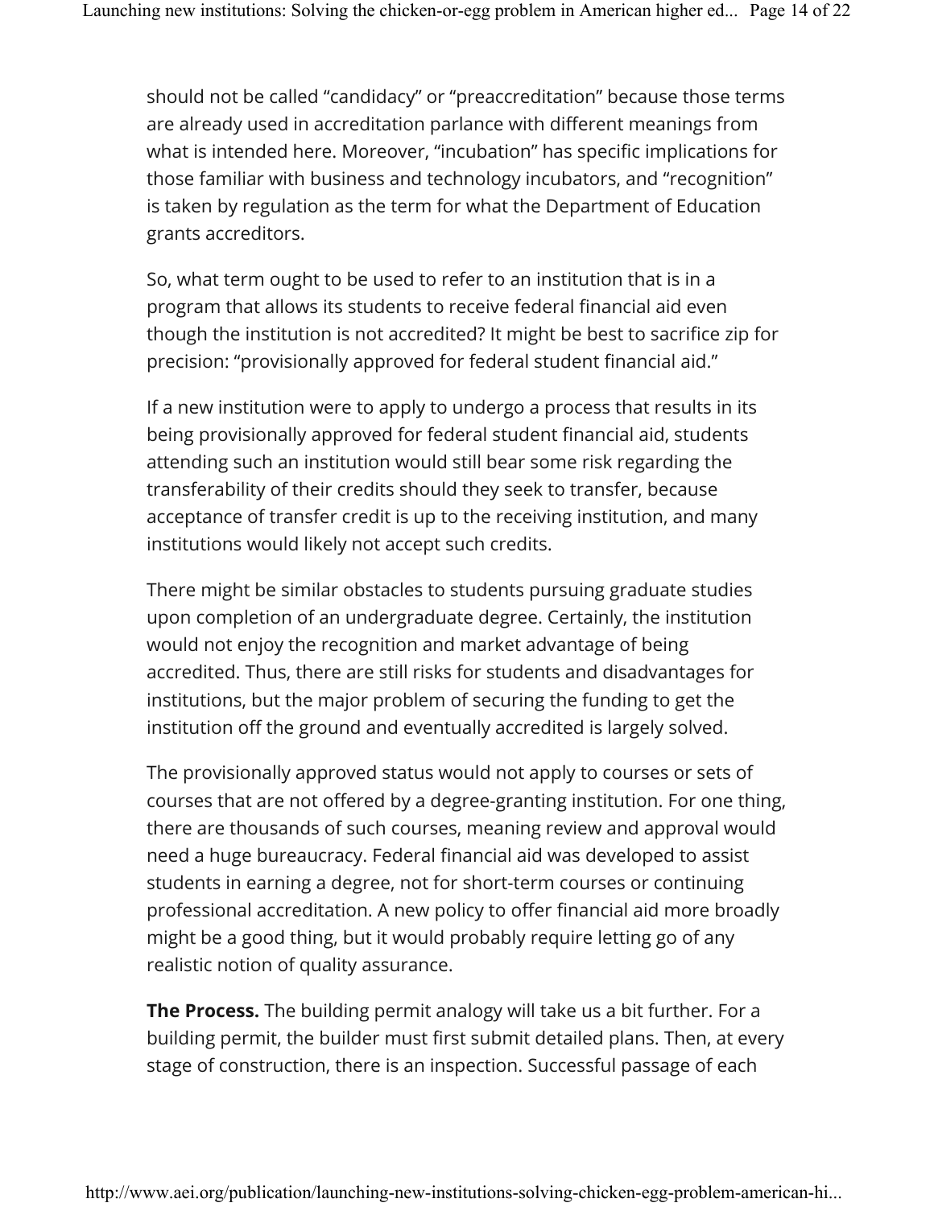should not be called "candidacy" or "preaccreditation" because those terms are already used in accreditation parlance with different meanings from what is intended here. Moreover, "incubation" has specific implications for those familiar with business and technology incubators, and "recognition" is taken by regulation as the term for what the Department of Education grants accreditors.

So, what term ought to be used to refer to an institution that is in a program that allows its students to receive federal financial aid even though the institution is not accredited? It might be best to sacrifice zip for precision: "provisionally approved for federal student financial aid."

If a new institution were to apply to undergo a process that results in its being provisionally approved for federal student financial aid, students attending such an institution would still bear some risk regarding the transferability of their credits should they seek to transfer, because acceptance of transfer credit is up to the receiving institution, and many institutions would likely not accept such credits.

There might be similar obstacles to students pursuing graduate studies upon completion of an undergraduate degree. Certainly, the institution would not enjoy the recognition and market advantage of being accredited. Thus, there are still risks for students and disadvantages for institutions, but the major problem of securing the funding to get the institution off the ground and eventually accredited is largely solved.

The provisionally approved status would not apply to courses or sets of courses that are not offered by a degree-granting institution. For one thing, there are thousands of such courses, meaning review and approval would need a huge bureaucracy. Federal financial aid was developed to assist students in earning a degree, not for short-term courses or continuing professional accreditation. A new policy to offer financial aid more broadly might be a good thing, but it would probably require letting go of any realistic notion of quality assurance.

**The Process.** The building permit analogy will take us a bit further. For a building permit, the builder must first submit detailed plans. Then, at every stage of construction, there is an inspection. Successful passage of each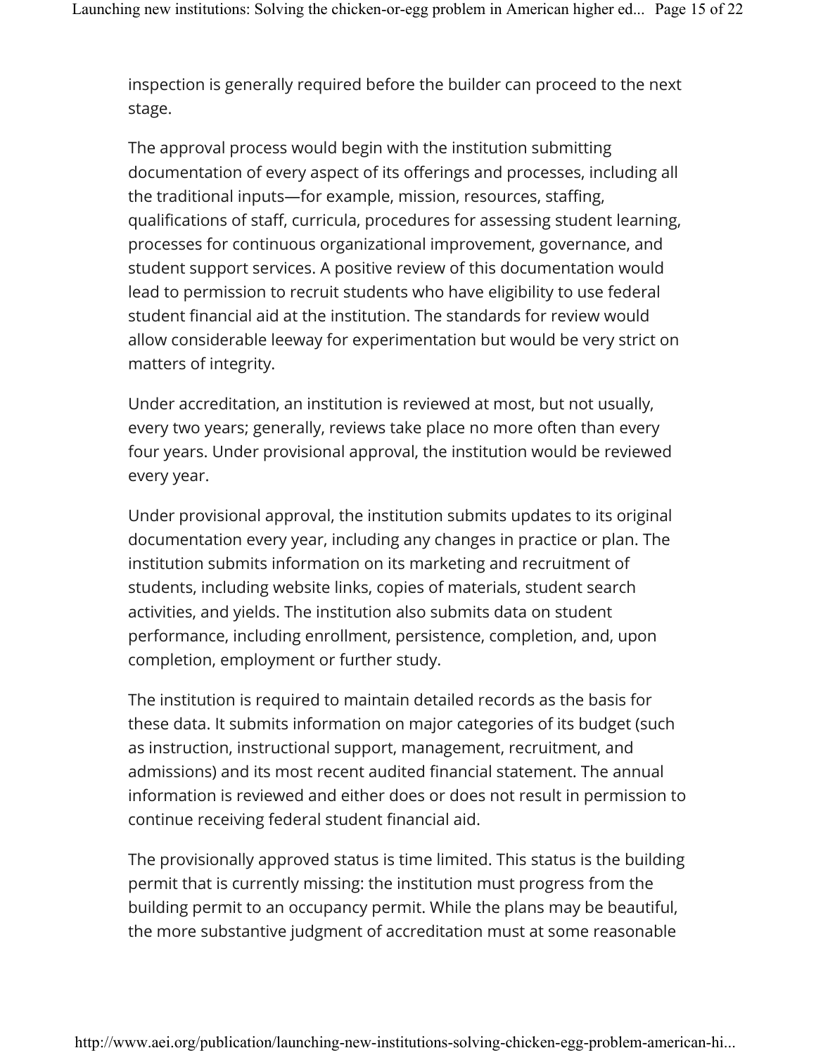inspection is generally required before the builder can proceed to the next stage.

The approval process would begin with the institution submitting documentation of every aspect of its offerings and processes, including all the traditional inputs—for example, mission, resources, staffing, qualifications of staff, curricula, procedures for assessing student learning, processes for continuous organizational improvement, governance, and student support services. A positive review of this documentation would lead to permission to recruit students who have eligibility to use federal student financial aid at the institution. The standards for review would allow considerable leeway for experimentation but would be very strict on matters of integrity.

Under accreditation, an institution is reviewed at most, but not usually, every two years; generally, reviews take place no more often than every four years. Under provisional approval, the institution would be reviewed every year.

Under provisional approval, the institution submits updates to its original documentation every year, including any changes in practice or plan. The institution submits information on its marketing and recruitment of students, including website links, copies of materials, student search activities, and yields. The institution also submits data on student performance, including enrollment, persistence, completion, and, upon completion, employment or further study.

The institution is required to maintain detailed records as the basis for these data. It submits information on major categories of its budget (such as instruction, instructional support, management, recruitment, and admissions) and its most recent audited financial statement. The annual information is reviewed and either does or does not result in permission to continue receiving federal student financial aid.

The provisionally approved status is time limited. This status is the building permit that is currently missing: the institution must progress from the building permit to an occupancy permit. While the plans may be beautiful, the more substantive judgment of accreditation must at some reasonable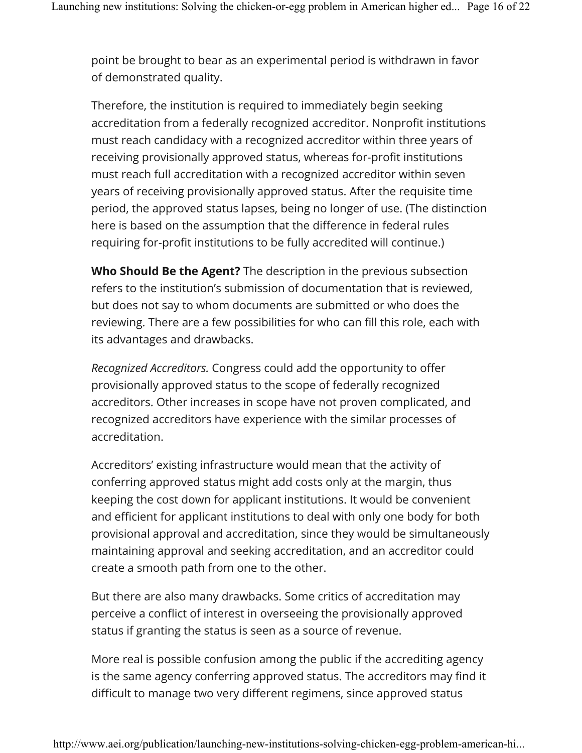point be brought to bear as an experimental period is withdrawn in favor of demonstrated quality.

Therefore, the institution is required to immediately begin seeking accreditation from a federally recognized accreditor. Nonprofit institutions must reach candidacy with a recognized accreditor within three years of receiving provisionally approved status, whereas for-profit institutions must reach full accreditation with a recognized accreditor within seven years of receiving provisionally approved status. After the requisite time period, the approved status lapses, being no longer of use. (The distinction here is based on the assumption that the difference in federal rules requiring for-profit institutions to be fully accredited will continue.)

**Who Should Be the Agent?** The description in the previous subsection refers to the institution's submission of documentation that is reviewed, but does not say to whom documents are submitted or who does the reviewing. There are a few possibilities for who can fill this role, each with its advantages and drawbacks.

*Recognized Accreditors.* Congress could add the opportunity to offer provisionally approved status to the scope of federally recognized accreditors. Other increases in scope have not proven complicated, and recognized accreditors have experience with the similar processes of accreditation.

Accreditors' existing infrastructure would mean that the activity of conferring approved status might add costs only at the margin, thus keeping the cost down for applicant institutions. It would be convenient and efficient for applicant institutions to deal with only one body for both provisional approval and accreditation, since they would be simultaneously maintaining approval and seeking accreditation, and an accreditor could create a smooth path from one to the other.

But there are also many drawbacks. Some critics of accreditation may perceive a conflict of interest in overseeing the provisionally approved status if granting the status is seen as a source of revenue.

More real is possible confusion among the public if the accrediting agency is the same agency conferring approved status. The accreditors may find it difficult to manage two very different regimens, since approved status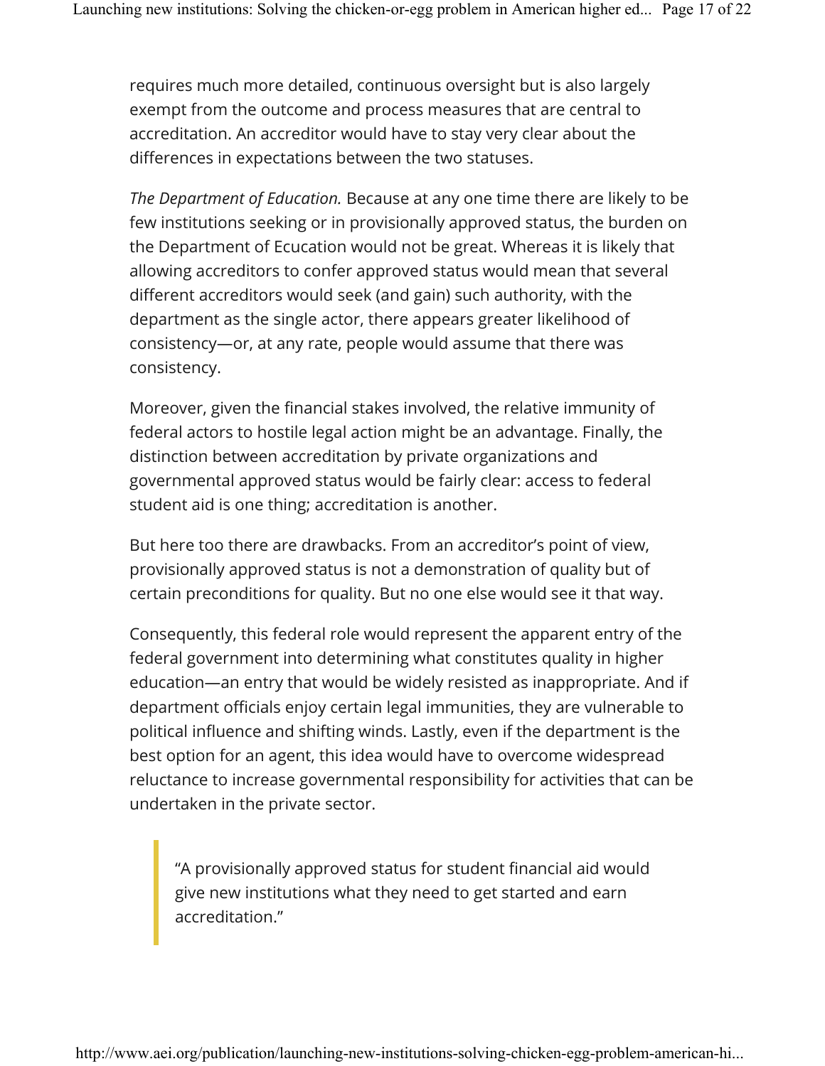requires much more detailed, continuous oversight but is also largely exempt from the outcome and process measures that are central to accreditation. An accreditor would have to stay very clear about the differences in expectations between the two statuses.

*The Department of Education.* Because at any one time there are likely to be few institutions seeking or in provisionally approved status, the burden on the Department of Ecucation would not be great. Whereas it is likely that allowing accreditors to confer approved status would mean that several different accreditors would seek (and gain) such authority, with the department as the single actor, there appears greater likelihood of consistency—or, at any rate, people would assume that there was consistency.

Moreover, given the financial stakes involved, the relative immunity of federal actors to hostile legal action might be an advantage. Finally, the distinction between accreditation by private organizations and governmental approved status would be fairly clear: access to federal student aid is one thing; accreditation is another.

But here too there are drawbacks. From an accreditor's point of view, provisionally approved status is not a demonstration of quality but of certain preconditions for quality. But no one else would see it that way.

Consequently, this federal role would represent the apparent entry of the federal government into determining what constitutes quality in higher education—an entry that would be widely resisted as inappropriate. And if department officials enjoy certain legal immunities, they are vulnerable to political influence and shifting winds. Lastly, even if the department is the best option for an agent, this idea would have to overcome widespread reluctance to increase governmental responsibility for activities that can be undertaken in the private sector.

> "A provisionally approved status for student financial aid would give new institutions what they need to get started and earn accreditation."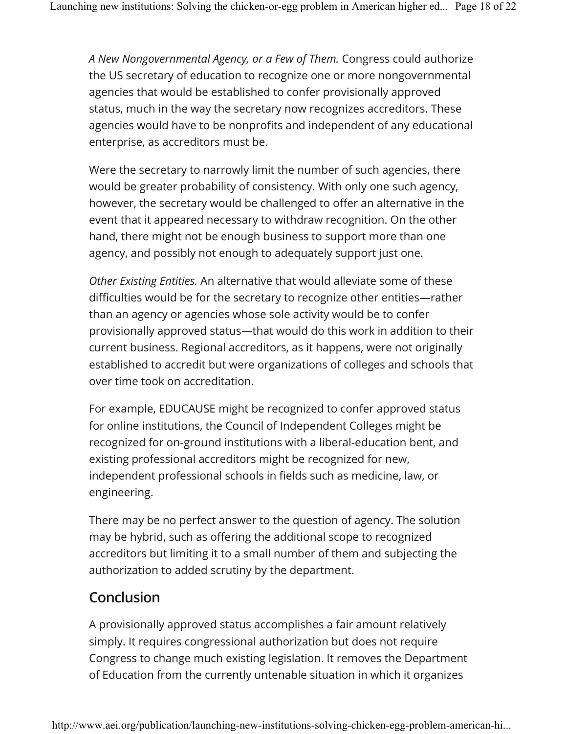*A New Nongovernmental Agency, or a Few of Them.* Congress could authorize the US secretary of education to recognize one or more nongovernmental agencies that would be established to confer provisionally approved status, much in the way the secretary now recognizes accreditors. These agencies would have to be nonprofits and independent of any educational enterprise, as accreditors must be.

Were the secretary to narrowly limit the number of such agencies, there would be greater probability of consistency. With only one such agency, however, the secretary would be challenged to offer an alternative in the event that it appeared necessary to withdraw recognition. On the other hand, there might not be enough business to support more than one agency, and possibly not enough to adequately support just one.

*Other Existing Entities.* An alternative that would alleviate some of these difficulties would be for the secretary to recognize other entities—rather than an agency or agencies whose sole activity would be to confer provisionally approved status—that would do this work in addition to their current business. Regional accreditors, as it happens, were not originally established to accredit but were organizations of colleges and schools that over time took on accreditation.

For example, EDUCAUSE might be recognized to confer approved status for online institutions, the Council of Independent Colleges might be recognized for on-ground institutions with a liberal-education bent, and existing professional accreditors might be recognized for new, independent professional schools in fields such as medicine, law, or engineering.

There may be no perfect answer to the question of agency. The solution may be hybrid, such as offering the additional scope to recognized accreditors but limiting it to a small number of them and subjecting the authorization to added scrutiny by the department.

## Conclusion

A provisionally approved status accomplishes a fair amount relatively simply. It requires congressional authorization but does not require Congress to change much existing legislation. It removes the Department of Education from the currently untenable situation in which it organizes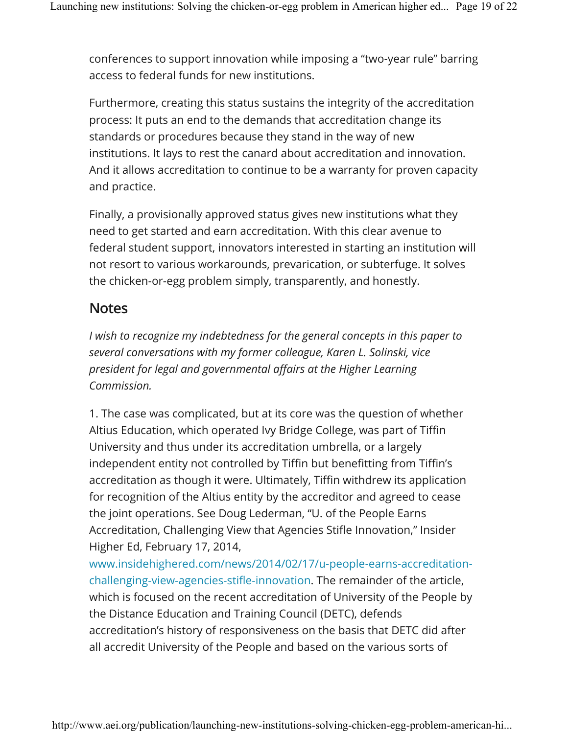conferences to support innovation while imposing a "two-year rule" barring access to federal funds for new institutions.

Furthermore, creating this status sustains the integrity of the accreditation process: It puts an end to the demands that accreditation change its standards or procedures because they stand in the way of new institutions. It lays to rest the canard about accreditation and innovation. And it allows accreditation to continue to be a warranty for proven capacity and practice.

Finally, a provisionally approved status gives new institutions what they need to get started and earn accreditation. With this clear avenue to federal student support, innovators interested in starting an institution will not resort to various workarounds, prevarication, or subterfuge. It solves the chicken-or-egg problem simply, transparently, and honestly.

## Notes

*I wish to recognize my indebtedness for the general concepts in this paper to several conversations with my former colleague, Karen L. Solinski, vice president for legal and governmental affairs at the Higher Learning Commission.*

1. The case was complicated, but at its core was the question of whether Altius Education, which operated Ivy Bridge College, was part of Tiffin University and thus under its accreditation umbrella, or a largely independent entity not controlled by Tiffin but benefitting from Tiffin's accreditation as though it were. Ultimately, Tiffin withdrew its application for recognition of the Altius entity by the accreditor and agreed to cease the joint operations. See Doug Lederman, "U. of the People Earns Accreditation, Challenging View that Agencies Stifle Innovation," Insider Higher Ed, February 17, 2014, www.insidehighered.com/news/2014/02/17/u-people-earns-accreditation-challenging-view-agencies-stifle-innovation. The remainder of the article, which is focused on the recent accreditation of University of the People by the Distance Education and Training Council (DETC), defends accreditation's history of responsiveness on the basis that DETC did after all accredit University of the People and based on the various sorts of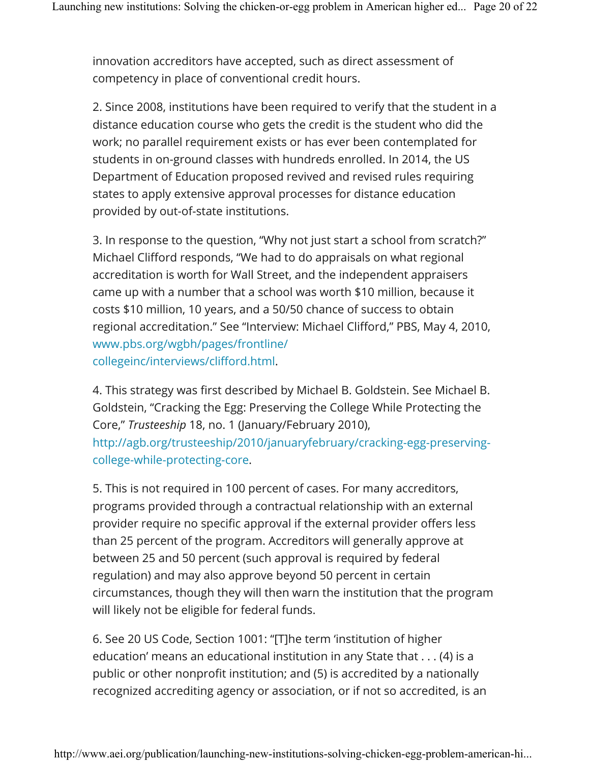innovation accreditors have accepted, such as direct assessment of competency in place of conventional credit hours.

2. Since 2008, institutions have been required to verify that the student in a distance education course who gets the credit is the student who did the work; no parallel requirement exists or has ever been contemplated for students in on-ground classes with hundreds enrolled. In 2014, the US Department of Education proposed revived and revised rules requiring states to apply extensive approval processes for distance education provided by out-of-state institutions.

3. In response to the question, "Why not just start a school from scratch?" Michael Clifford responds, "We had to do appraisals on what regional accreditation is worth for Wall Street, and the independent appraisers came up with a number that a school was worth $10 million, because it costs $10 million, 10 years, and a 50/50 chance of success to obtain regional accreditation." See "Interview: Michael Clifford," PBS, May 4, 2010, www.pbs.org/wgbh/pages/frontline/collegeinc/interviews/clifford.html.

4. This strategy was first described by Michael B. Goldstein. See Michael B. Goldstein, "Cracking the Egg: Preserving the College While Protecting the Core," *Trusteeship* 18, no. 1 (January/February 2010), http://agb.org/trusteeship/2010/januaryfebruary/cracking-egg-preserving-college-while-protecting-core.

5. This is not required in 100 percent of cases. For many accreditors, programs provided through a contractual relationship with an external provider require no specific approval if the external provider offers less than 25 percent of the program. Accreditors will generally approve at between 25 and 50 percent (such approval is required by federal regulation) and may also approve beyond 50 percent in certain circumstances, though they will then warn the institution that the program will likely not be eligible for federal funds.

6. See 20 US Code, Section 1001: "[T]he term 'institution of higher education' means an educational institution in any State that . . . (4) is a public or other nonprofit institution; and (5) is accredited by a nationally recognized accrediting agency or association, or if not so accredited, is an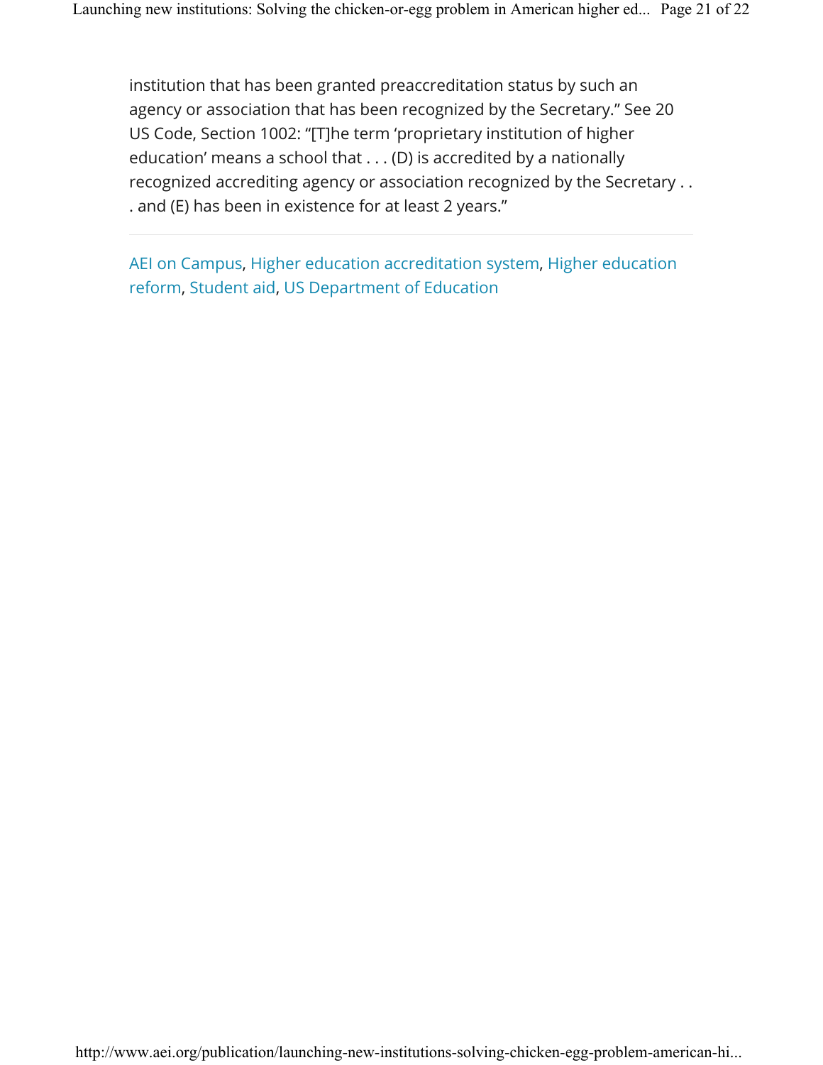institution that has been granted preaccreditation status by such an agency or association that has been recognized by the Secretary." See 20 US Code, Section 1002: "[T]he term 'proprietary institution of higher education' means a school that . . . (D) is accredited by a nationally recognized accrediting agency or association recognized by the Secretary . . . and (E) has been in existence for at least 2 years."

---

AEI on Campus, Higher education accreditation system, Higher education reform, Student aid, US Department of Education